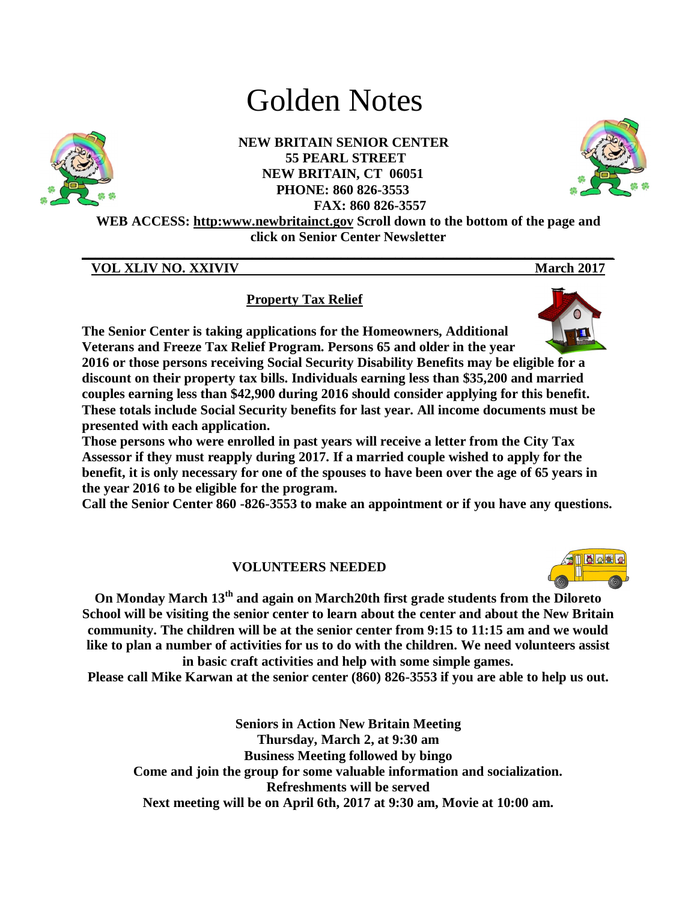# Golden Notes

**NEW BRITAIN SENIOR CENTER**
**55 PEARL STREET**
**NEW BRITAIN, CT 06051**
**PHONE: 860 826-3553**
**FAX: 860 826-3557**

**WEB ACCESS: http:www.newbritainct.gov Scroll down to the bottom of the page and click on Senior Center Newsletter**

**VOL XLIV NO. XXIVIV** **March 2017**

## Property Tax Relief

**The Senior Center is taking applications for the Homeowners, Additional Veterans and Freeze Tax Relief Program. Persons 65 and older in the year 2016 or those persons receiving Social Security Disability Benefits may be eligible for a discount on their property tax bills. Individuals earning less than $35,200 and married couples earning less than $42,900 during 2016 should consider applying for this benefit. These totals include Social Security benefits for last year. All income documents must be presented with each application.**

**Those persons who were enrolled in past years will receive a letter from the City Tax Assessor if they must reapply during 2017. If a married couple wished to apply for the benefit, it is only necessary for one of the spouses to have been over the age of 65 years in the year 2016 to be eligible for the program.**

**Call the Senior Center 860 -826-3553 to make an appointment or if you have any questions.**

## VOLUNTEERS NEEDED

**On Monday March 13th and again on March20th first grade students from the Diloreto School will be visiting the senior center to learn about the center and about the New Britain community. The children will be at the senior center from 9:15 to 11:15 am and we would like to plan a number of activities for us to do with the children. We need volunteers assist in basic craft activities and help with some simple games.**

**Please call Mike Karwan at the senior center (860) 826-3553 if you are able to help us out.**

**Seniors in Action New Britain Meeting**
**Thursday, March 2, at 9:30 am**
**Business Meeting followed by bingo**
**Come and join the group for some valuable information and socialization.**
**Refreshments will be served**
**Next meeting will be on April 6th, 2017 at 9:30 am, Movie at 10:00 am.**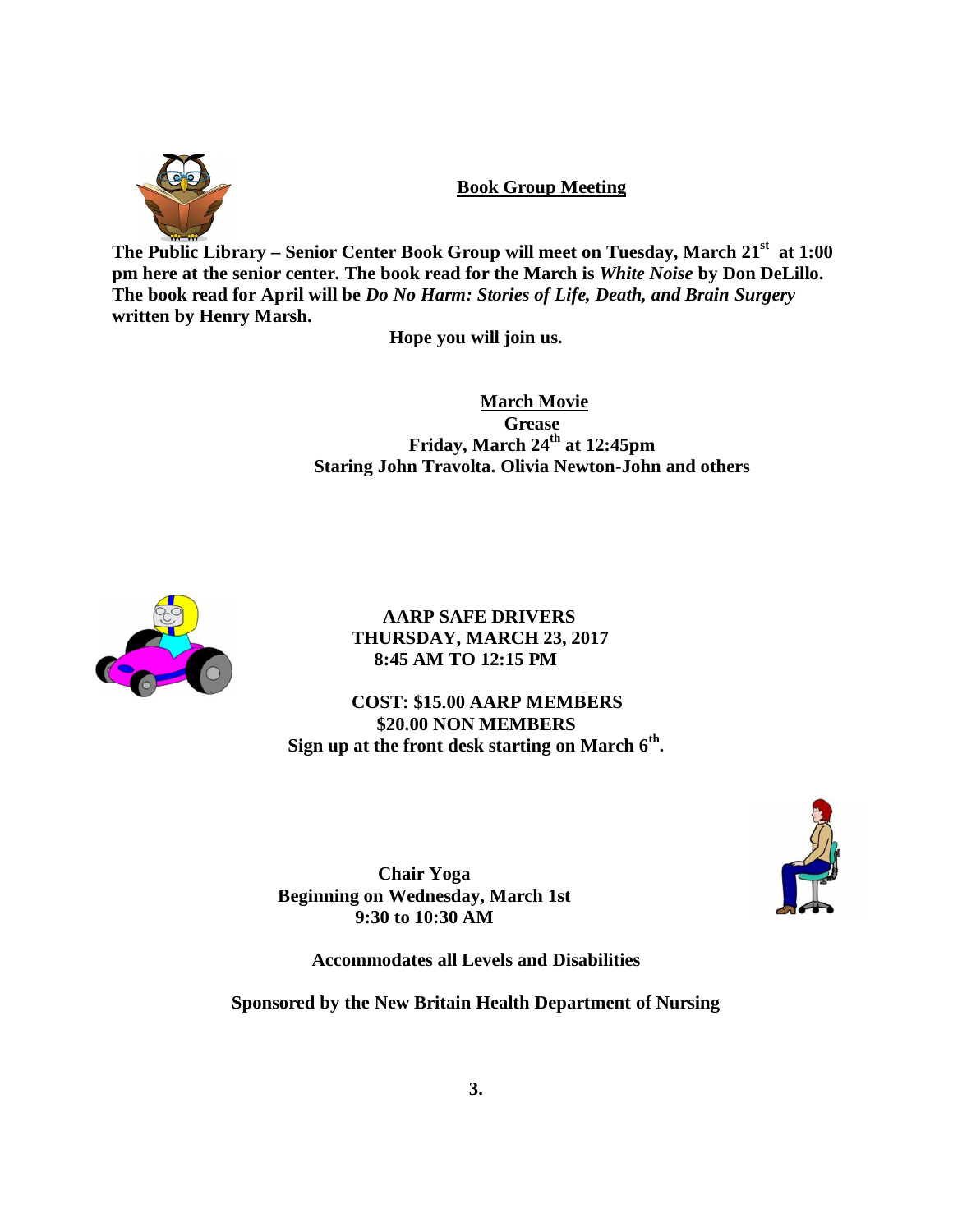## Book Group Meeting

**The Public Library – Senior Center Book Group will meet on Tuesday, March 21st at 1:00 pm here at the senior center. The book read for the March is *White Noise* by Don DeLillo. The book read for April will be *Do No Harm: Stories of Life, Death, and Brain Surgery* written by Henry Marsh.**

**Hope you will join us.**

## March Movie

**Grease**

**Friday, March 24th at 12:45pm**

**Staring John Travolta. Olivia Newton-John and others**

**AARP SAFE DRIVERS**

**THURSDAY, MARCH 23, 2017**

**8:45 AM TO 12:15 PM**

**COST: $15.00 AARP MEMBERS**

**$20.00 NON MEMBERS**

**Sign up at the front desk starting on March 6th.**

**Chair Yoga**

**Beginning on Wednesday, March 1st**

**9:30 to 10:30 AM**

**Accommodates all Levels and Disabilities**

**Sponsored by the New Britain Health Department of Nursing**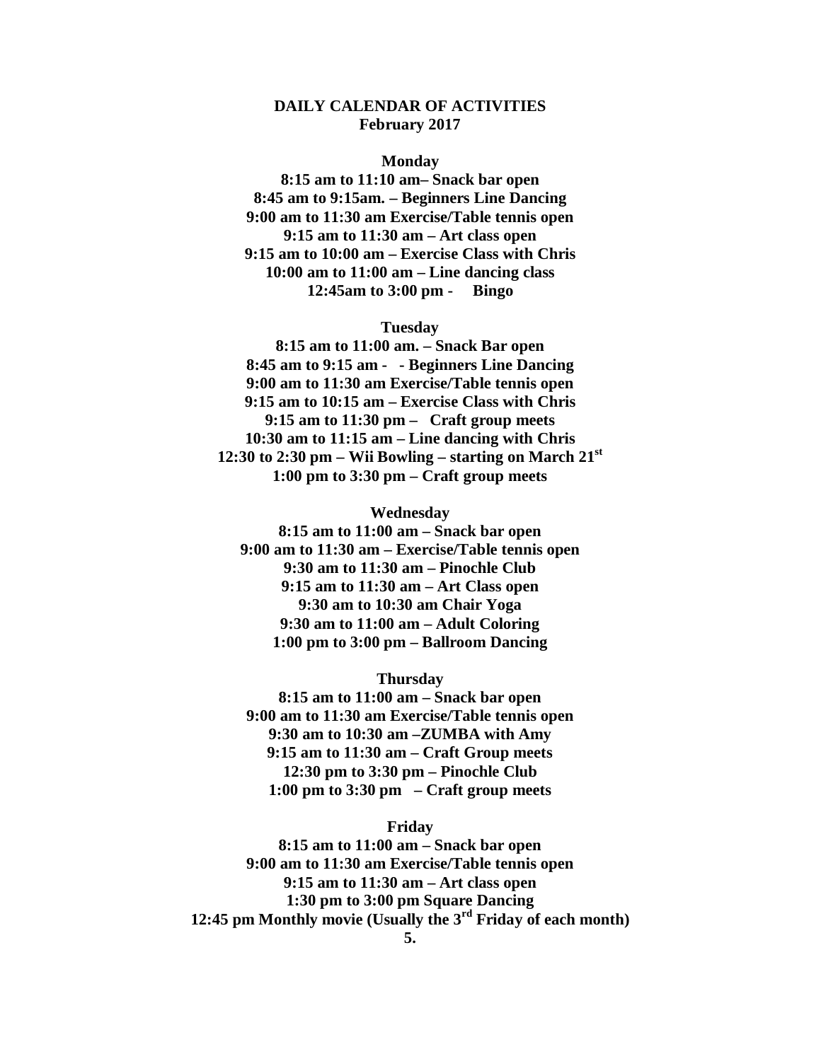# DAILY CALENDAR OF ACTIVITIES
## February 2017

### Monday

**8:15 am to 11:10 am– Snack bar open**
**8:45 am to 9:15am. – Beginners Line Dancing**
**9:00 am to 11:30 am Exercise/Table tennis open**
**9:15 am to 11:30 am – Art class open**
**9:15 am to 10:00 am – Exercise Class with Chris**
**10:00 am to 11:00 am – Line dancing class**
**12:45am to 3:00 pm - Bingo**

### Tuesday

**8:15 am to 11:00 am. – Snack Bar open**
**8:45 am to 9:15 am - - Beginners Line Dancing**
**9:00 am to 11:30 am Exercise/Table tennis open**
**9:15 am to 10:15 am – Exercise Class with Chris**
**9:15 am to 11:30 pm – Craft group meets**
**10:30 am to 11:15 am – Line dancing with Chris**
**12:30 to 2:30 pm – Wii Bowling – starting on March 21st**
**1:00 pm to 3:30 pm – Craft group meets**

### Wednesday

**8:15 am to 11:00 am – Snack bar open**
**9:00 am to 11:30 am – Exercise/Table tennis open**
**9:30 am to 11:30 am – Pinochle Club**
**9:15 am to 11:30 am – Art Class open**
**9:30 am to 10:30 am Chair Yoga**
**9:30 am to 11:00 am – Adult Coloring**
**1:00 pm to 3:00 pm – Ballroom Dancing**

### Thursday

**8:15 am to 11:00 am – Snack bar open**
**9:00 am to 11:30 am Exercise/Table tennis open**
**9:30 am to 10:30 am –ZUMBA with Amy**
**9:15 am to 11:30 am – Craft Group meets**
**12:30 pm to 3:30 pm – Pinochle Club**
**1:00 pm to 3:30 pm – Craft group meets**

### Friday

**8:15 am to 11:00 am – Snack bar open**
**9:00 am to 11:30 am Exercise/Table tennis open**
**9:15 am to 11:30 am – Art class open**
**1:30 pm to 3:00 pm Square Dancing**
**12:45 pm Monthly movie (Usually the 3rd Friday of each month)**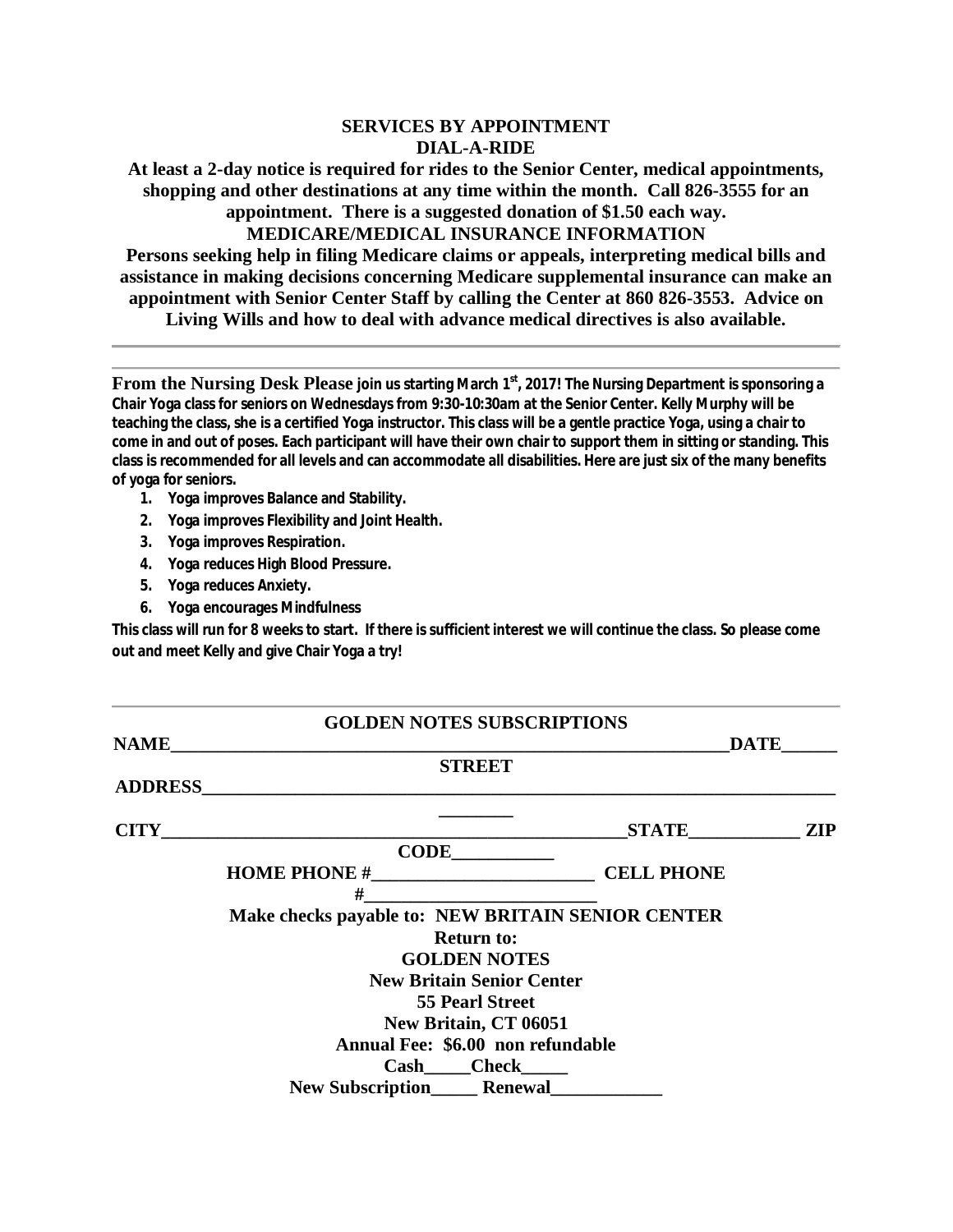## SERVICES BY APPOINTMENT

### DIAL-A-RIDE

**At least a 2-day notice is required for rides to the Senior Center, medical appointments, shopping and other destinations at any time within the month. Call 826-3555 for an appointment. There is a suggested donation of $1.50 each way.**

### MEDICARE/MEDICAL INSURANCE INFORMATION

**Persons seeking help in filing Medicare claims or appeals, interpreting medical bills and assistance in making decisions concerning Medicare supplemental insurance can make an appointment with Senior Center Staff by calling the Center at 860 826-3553. Advice on Living Wills and how to deal with advance medical directives is also available.**

---

**From the Nursing Desk Please join us starting March 1st, 2017! The Nursing Department is sponsoring a Chair Yoga class for seniors on Wednesdays from 9:30-10:30am at the Senior Center. Kelly Murphy will be teaching the class, she is a certified Yoga instructor. This class will be a gentle practice Yoga, using a chair to come in and out of poses. Each participant will have their own chair to support them in sitting or standing. This class is recommended for all levels and can accommodate all disabilities. Here are just six of the many benefits of yoga for seniors.**

1. **Yoga improves Balance and Stability.**
2. **Yoga improves Flexibility and Joint Health.**
3. **Yoga improves Respiration.**
4. **Yoga reduces High Blood Pressure.**
5. **Yoga reduces Anxiety.**
6. **Yoga encourages Mindfulness**

**This class will run for 8 weeks to start. If there is sufficient interest we will continue the class. So please come out and meet Kelly and give Chair Yoga a try!**

---

### GOLDEN NOTES SUBSCRIPTIONS

**NAME_______________________________________________________________DATE______**

**STREET ADDRESS____________________________________________________________________________**

**CITY________________________________________________________STATE____________ ZIP CODE___________**

**HOME PHONE #________________________ CELL PHONE #_________________________**

**Make checks payable to: NEW BRITAIN SENIOR CENTER**

**Return to:**
**GOLDEN NOTES**
**New Britain Senior Center**
**55 Pearl Street**
**New Britain, CT 06051**

**Annual Fee: $6.00 non refundable**

**Cash_____Check_____**

**New Subscription_____ Renewal____________**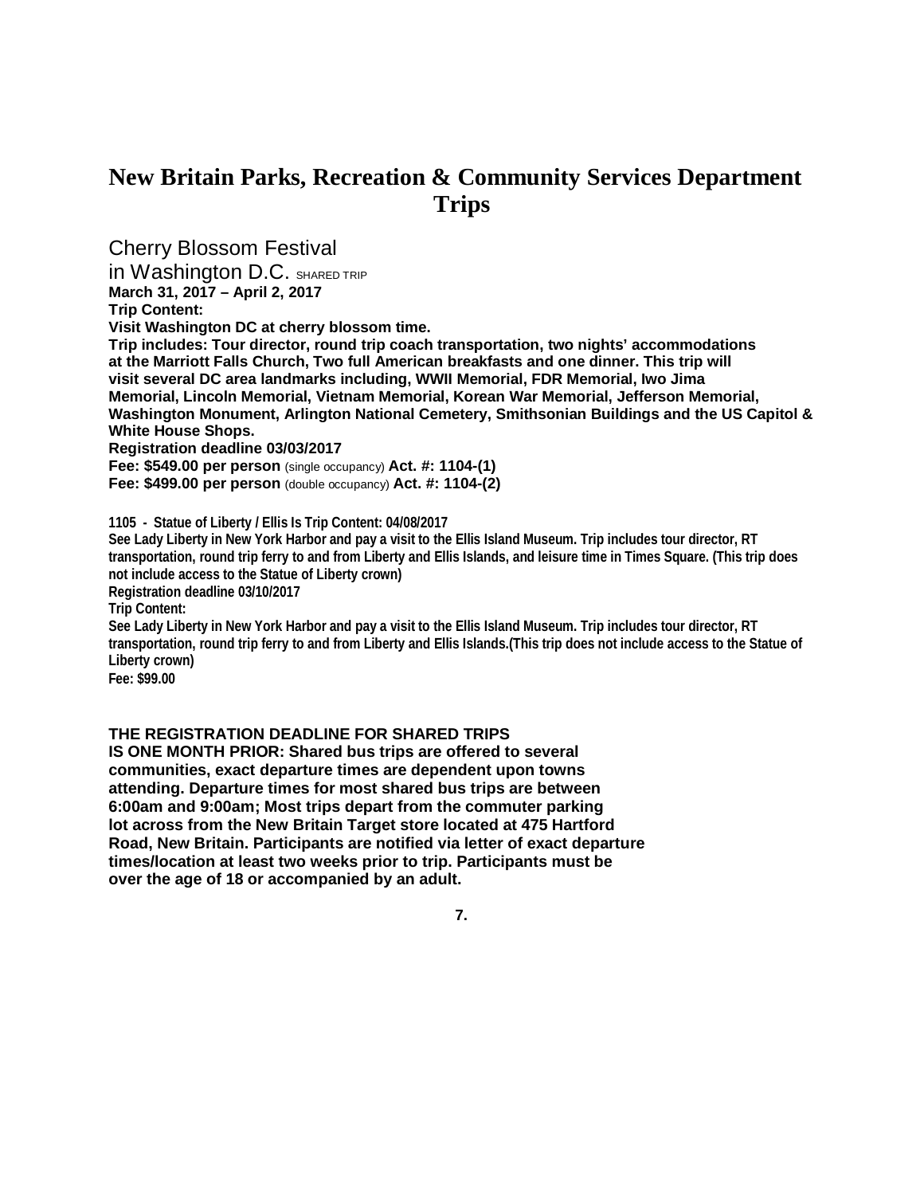# New Britain Parks, Recreation & Community Services Department Trips

Cherry Blossom Festival

in Washington D.C. SHARED TRIP

**March 31, 2017 – April 2, 2017**

**Trip Content:**

**Visit Washington DC at cherry blossom time.**

**Trip includes: Tour director, round trip coach transportation, two nights' accommodations at the Marriott Falls Church, Two full American breakfasts and one dinner. This trip will visit several DC area landmarks including, WWII Memorial, FDR Memorial, Iwo Jima Memorial, Lincoln Memorial, Vietnam Memorial, Korean War Memorial, Jefferson Memorial, Washington Monument, Arlington National Cemetery, Smithsonian Buildings and the US Capitol & White House Shops.**

**Registration deadline 03/03/2017**

**Fee: $549.00 per person** (single occupancy) **Act. #: 1104-(1)**

**Fee: $499.00 per person** (double occupancy) **Act. #: 1104-(2)**

**1105 - Statue of Liberty / Ellis Is Trip Content: 04/08/2017**

**See Lady Liberty in New York Harbor and pay a visit to the Ellis Island Museum. Trip includes tour director, RT transportation, round trip ferry to and from Liberty and Ellis Islands, and leisure time in Times Square. (This trip does not include access to the Statue of Liberty crown)**

**Registration deadline 03/10/2017**

**Trip Content:**

**See Lady Liberty in New York Harbor and pay a visit to the Ellis Island Museum. Trip includes tour director, RT transportation, round trip ferry to and from Liberty and Ellis Islands.(This trip does not include access to the Statue of Liberty crown)**

**Fee: $99.00**

**THE REGISTRATION DEADLINE FOR SHARED TRIPS IS ONE MONTH PRIOR: Shared bus trips are offered to several communities, exact departure times are dependent upon towns attending. Departure times for most shared bus trips are between 6:00am and 9:00am; Most trips depart from the commuter parking lot across from the New Britain Target store located at 475 Hartford Road, New Britain. Participants are notified via letter of exact departure times/location at least two weeks prior to trip. Participants must be over the age of 18 or accompanied by an adult.**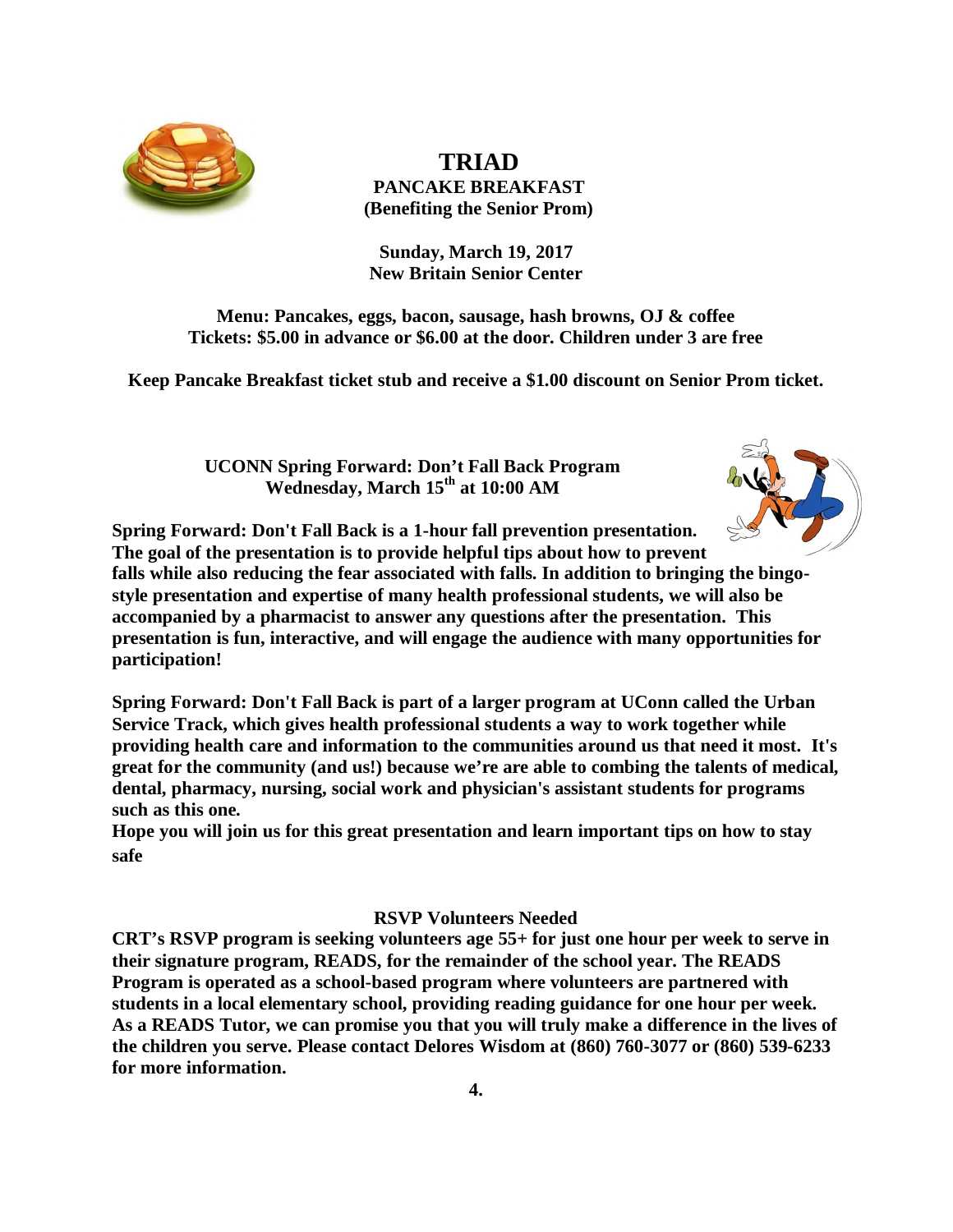# TRIAD

## PANCAKE BREAKFAST
**(Benefiting the Senior Prom)**

**Sunday, March 19, 2017**
**New Britain Senior Center**

**Menu: Pancakes, eggs, bacon, sausage, hash browns, OJ & coffee**
**Tickets: $5.00 in advance or $6.00 at the door. Children under 3 are free**

**Keep Pancake Breakfast ticket stub and receive a $1.00 discount on Senior Prom ticket.**

## UCONN Spring Forward: Don't Fall Back Program
**Wednesday, March 15th at 10:00 AM**

**Spring Forward: Don't Fall Back is a 1-hour fall prevention presentation. The goal of the presentation is to provide helpful tips about how to prevent falls while also reducing the fear associated with falls. In addition to bringing the bingo-style presentation and expertise of many health professional students, we will also be accompanied by a pharmacist to answer any questions after the presentation. This presentation is fun, interactive, and will engage the audience with many opportunities for participation!**

**Spring Forward: Don't Fall Back is part of a larger program at UConn called the Urban Service Track, which gives health professional students a way to work together while providing health care and information to the communities around us that need it most. It's great for the community (and us!) because we're are able to combing the talents of medical, dental, pharmacy, nursing, social work and physician's assistant students for programs such as this one.**
**Hope you will join us for this great presentation and learn important tips on how to stay safe**

## RSVP Volunteers Needed

**CRT's RSVP program is seeking volunteers age 55+ for just one hour per week to serve in their signature program, READS, for the remainder of the school year. The READS Program is operated as a school-based program where volunteers are partnered with students in a local elementary school, providing reading guidance for one hour per week. As a READS Tutor, we can promise you that you will truly make a difference in the lives of the children you serve. Please contact Delores Wisdom at (860) 760-3077 or (860) 539-6233 for more information.**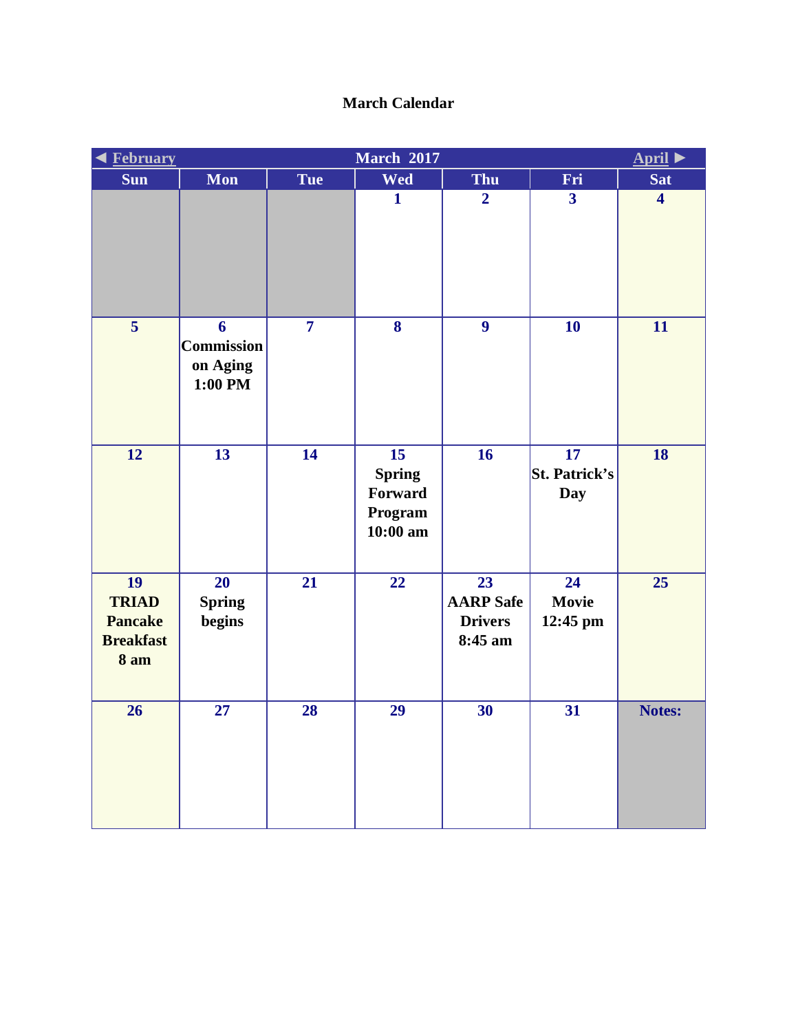# March Calendar

| ◄ February | | | March 2017 | | | April ► |
|---|---|---|---|---|---|---|
| **Sun** | **Mon** | **Tue** | **Wed** | **Thu** | **Fri** | **Sat** |
| | | | 1 | 2 | 3 | 4 |
| 5 | 6 Commission on Aging 1:00 PM | 7 | 8 | 9 | 10 | 11 |
| 12 | 13 | 14 | 15 Spring Forward Program 10:00 am | 16 | 17 St. Patrick's Day | 18 |
| 19 TRIAD Pancake Breakfast 8 am | 20 Spring begins | 21 | 22 | 23 AARP Safe Drivers 8:45 am | 24 Movie 12:45 pm | 25 |
| 26 | 27 | 28 | 29 | 30 | 31 | Notes: |